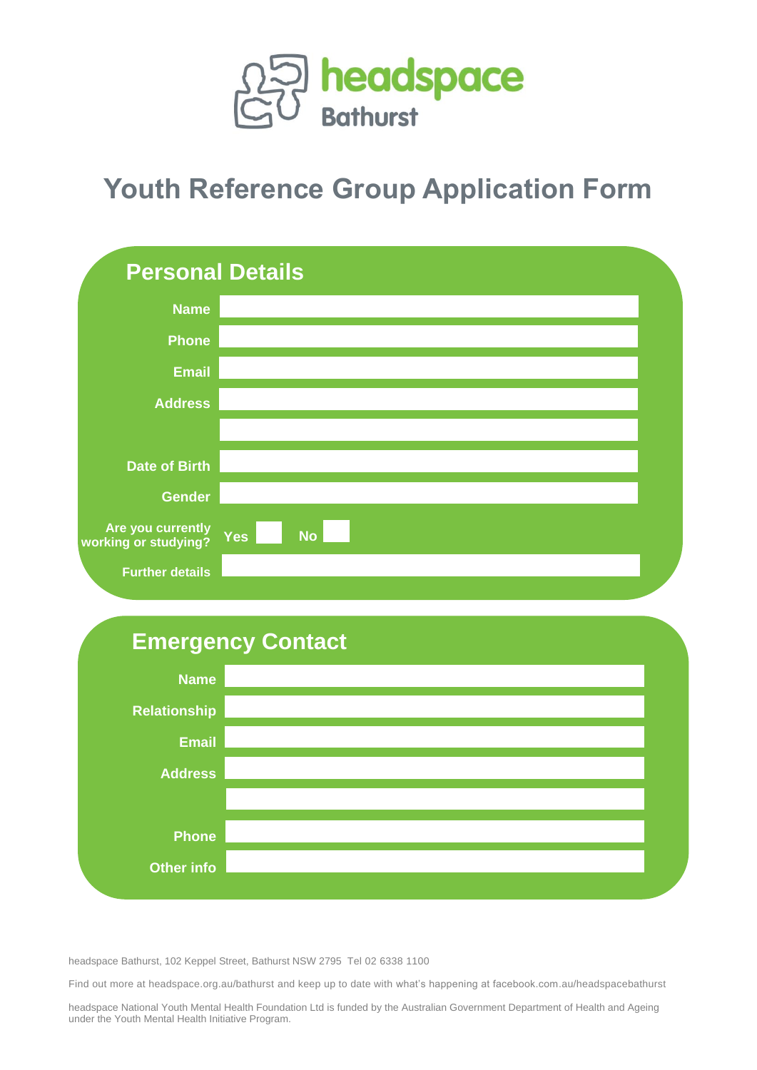headspace Bathurst

# Youth Reference Group Application Form

## Personal Details

**Name**

**Phone**

**Email**

**Address**

**Date of Birth**

**Gender**

**Are you currently working or studying?** **Yes** **No**

**Further details**

## Emergency Contact

**Name**

**Relationship**

**Email**

**Address**

**Phone**

**Other info**

headspace Bathurst, 102 Keppel Street, Bathurst NSW 2795 Tel 02 6338 1100

Find out more at headspace.org.au/bathurst and keep up to date with what's happening at facebook.com.au/headspacebathurst

headspace National Youth Mental Health Foundation Ltd is funded by the Australian Government Department of Health and Ageing under the Youth Mental Health Initiative Program.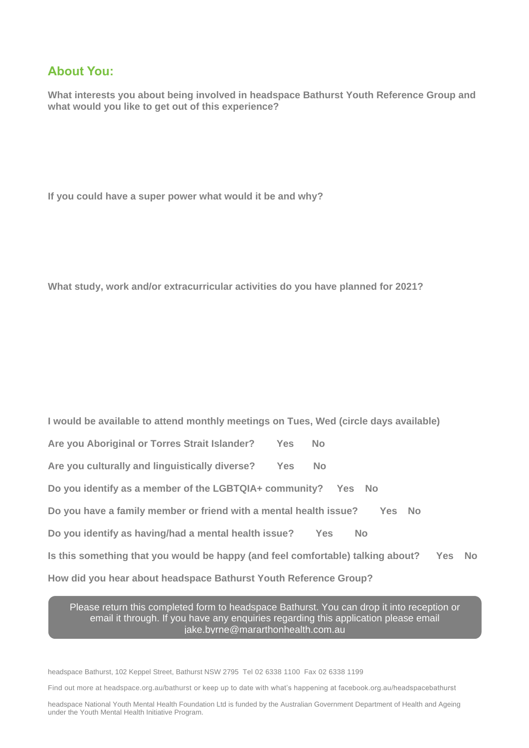## About You:

**What interests you about being involved in headspace Bathurst Youth Reference Group and what would you like to get out of this experience?**

**If you could have a super power what would it be and why?**

**What study, work and/or extracurricular activities do you have planned for 2021?**

**I would be available to attend monthly meetings on Tues, Wed (circle days available)**

**Are you Aboriginal or Torres Strait Islander? Yes No**

**Are you culturally and linguistically diverse? Yes No**

**Do you identify as a member of the LGBTQIA+ community? Yes No**

**Do you have a family member or friend with a mental health issue? Yes No**

**Do you identify as having/had a mental health issue? Yes No**

**Is this something that you would be happy (and feel comfortable) talking about? Yes No**

**How did you hear about headspace Bathurst Youth Reference Group?**

Please return this completed form to headspace Bathurst. You can drop it into reception or email it through. If you have any enquiries regarding this application please email jake.byrne@mararthonhealth.com.au

headspace Bathurst, 102 Keppel Street, Bathurst NSW 2795 Tel 02 6338 1100 Fax 02 6338 1199

Find out more at headspace.org.au/bathurst or keep up to date with what's happening at facebook.org.au/headspacebathurst

headspace National Youth Mental Health Foundation Ltd is funded by the Australian Government Department of Health and Ageing under the Youth Mental Health Initiative Program.